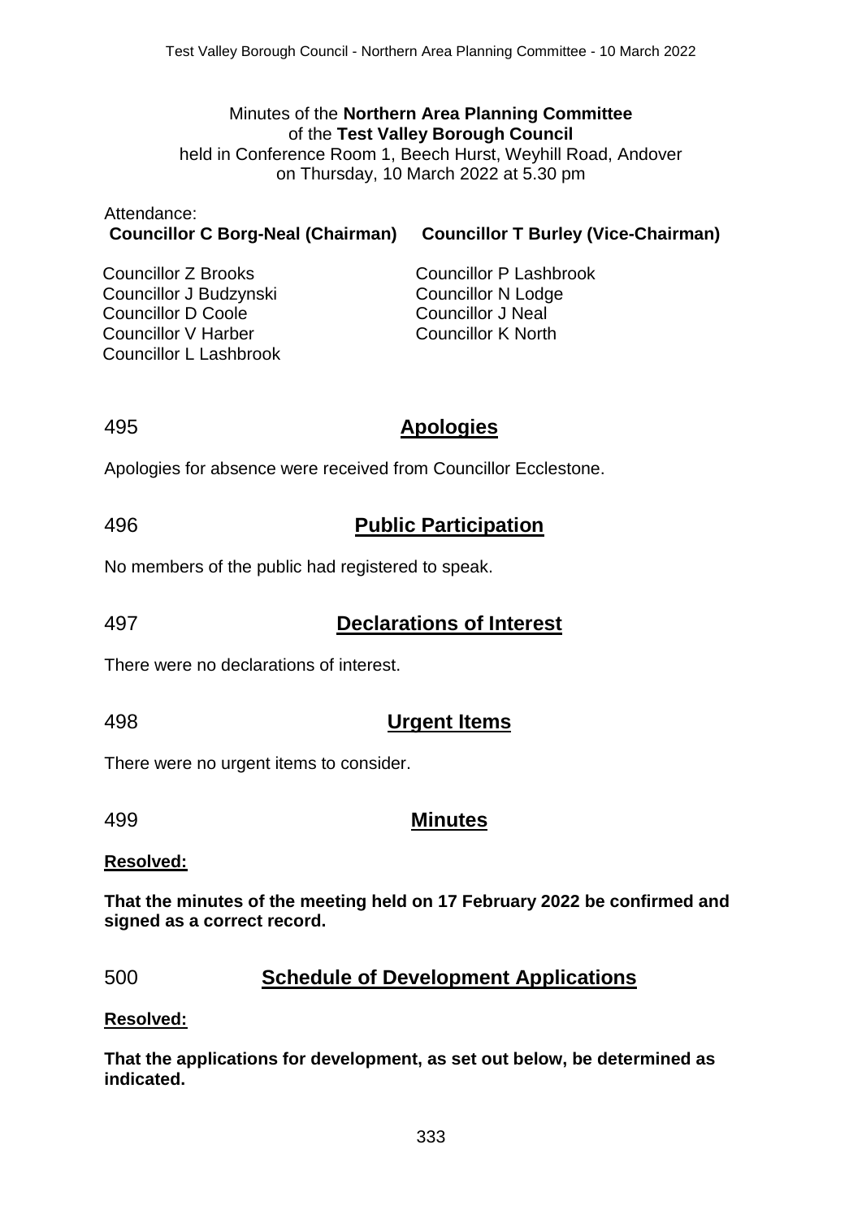Minutes of the **Northern Area Planning Committee**
of the **Test Valley Borough Council**
held in Conference Room 1, Beech Hurst, Weyhill Road, Andover
on Thursday, 10 March 2022 at 5.30 pm

Attendance:

**Councillor C Borg-Neal (Chairman)** **Councillor T Burley (Vice-Chairman)**

Councillor Z Brooks
Councillor J Budzynski
Councillor D Coole
Councillor V Harber
Councillor L Lashbrook
Councillor P Lashbrook
Councillor N Lodge
Councillor J Neal
Councillor K North

## 495 Apologies

Apologies for absence were received from Councillor Ecclestone.

## 496 Public Participation

No members of the public had registered to speak.

## 497 Declarations of Interest

There were no declarations of interest.

## 498 Urgent Items

There were no urgent items to consider.

## 499 Minutes

**Resolved:**

**That the minutes of the meeting held on 17 February 2022 be confirmed and signed as a correct record.**

## 500 Schedule of Development Applications

**Resolved:**

**That the applications for development, as set out below, be determined as indicated.**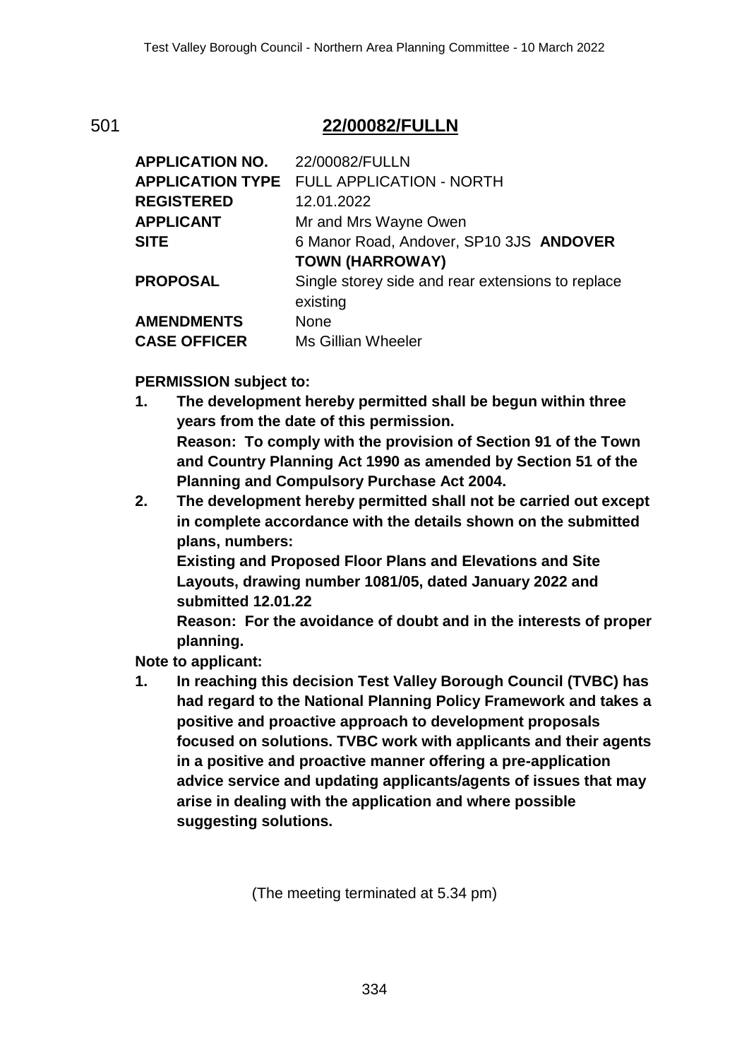## 501 22/00082/FULLN

| | |
|---|---|
| **APPLICATION NO.** | 22/00082/FULLN |
| **APPLICATION TYPE** | FULL APPLICATION - NORTH |
| **REGISTERED** | 12.01.2022 |
| **APPLICANT** | Mr and Mrs Wayne Owen |
| **SITE** | 6 Manor Road, Andover, SP10 3JS **ANDOVER TOWN (HARROWAY)** |
| **PROPOSAL** | Single storey side and rear extensions to replace existing |
| **AMENDMENTS** | None |
| **CASE OFFICER** | Ms Gillian Wheeler |

**PERMISSION subject to:**

1. **The development hereby permitted shall be begun within three years from the date of this permission.**
   **Reason: To comply with the provision of Section 91 of the Town and Country Planning Act 1990 as amended by Section 51 of the Planning and Compulsory Purchase Act 2004.**
2. **The development hereby permitted shall not be carried out except in complete accordance with the details shown on the submitted plans, numbers:**
   **Existing and Proposed Floor Plans and Elevations and Site Layouts, drawing number 1081/05, dated January 2022 and submitted 12.01.22**
   **Reason: For the avoidance of doubt and in the interests of proper planning.**

**Note to applicant:**

1. **In reaching this decision Test Valley Borough Council (TVBC) has had regard to the National Planning Policy Framework and takes a positive and proactive approach to development proposals focused on solutions. TVBC work with applicants and their agents in a positive and proactive manner offering a pre-application advice service and updating applicants/agents of issues that may arise in dealing with the application and where possible suggesting solutions.**

(The meeting terminated at 5.34 pm)